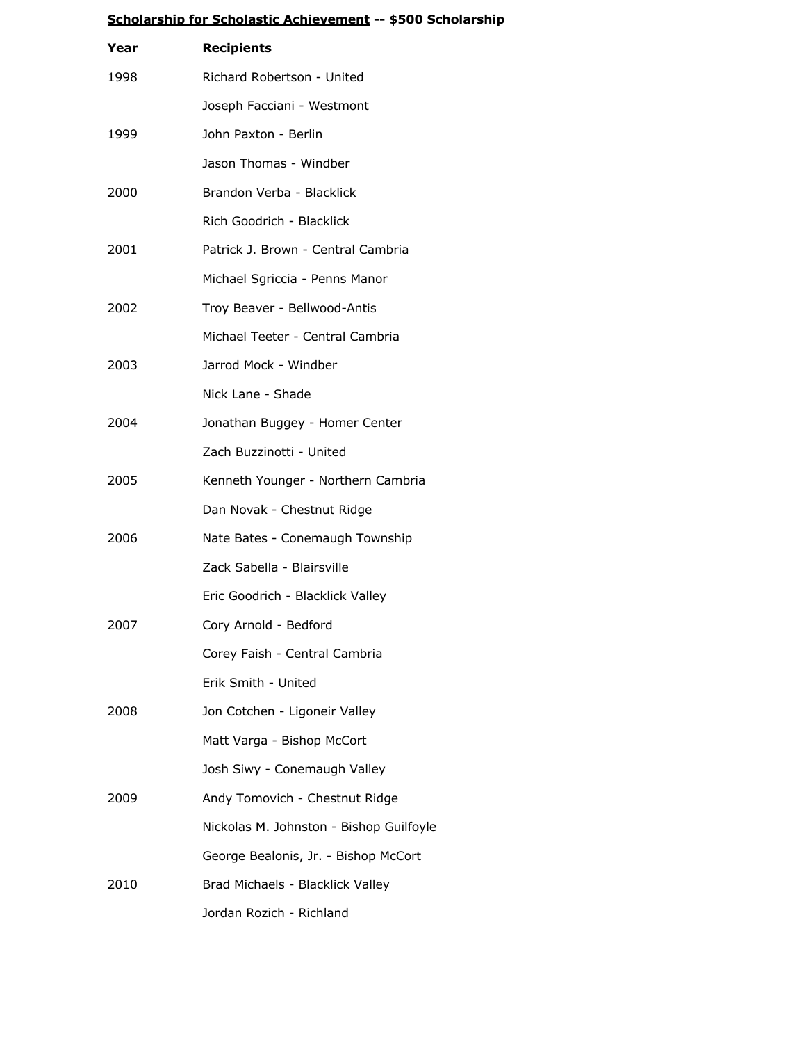**<u>Scholarship for Scholastic Achievement</u> -- $500 Scholarship**

| Year | Recipients |
|---|---|
| 1998 | Richard Robertson - United |
| | Joseph Facciani - Westmont |
| 1999 | John Paxton - Berlin |
| | Jason Thomas - Windber |
| 2000 | Brandon Verba - Blacklick |
| | Rich Goodrich - Blacklick |
| 2001 | Patrick J. Brown - Central Cambria |
| | Michael Sgriccia - Penns Manor |
| 2002 | Troy Beaver - Bellwood-Antis |
| | Michael Teeter - Central Cambria |
| 2003 | Jarrod Mock - Windber |
| | Nick Lane - Shade |
| 2004 | Jonathan Buggey - Homer Center |
| | Zach Buzzinotti - United |
| 2005 | Kenneth Younger - Northern Cambria |
| | Dan Novak - Chestnut Ridge |
| 2006 | Nate Bates - Conemaugh Township |
| | Zack Sabella - Blairsville |
| | Eric Goodrich - Blacklick Valley |
| 2007 | Cory Arnold - Bedford |
| | Corey Faish - Central Cambria |
| | Erik Smith - United |
| 2008 | Jon Cotchen - Ligoneir Valley |
| | Matt Varga - Bishop McCort |
| | Josh Siwy - Conemaugh Valley |
| 2009 | Andy Tomovich - Chestnut Ridge |
| | Nickolas M. Johnston - Bishop Guilfoyle |
| | George Bealonis, Jr. - Bishop McCort |
| 2010 | Brad Michaels - Blacklick Valley |
| | Jordan Rozich - Richland |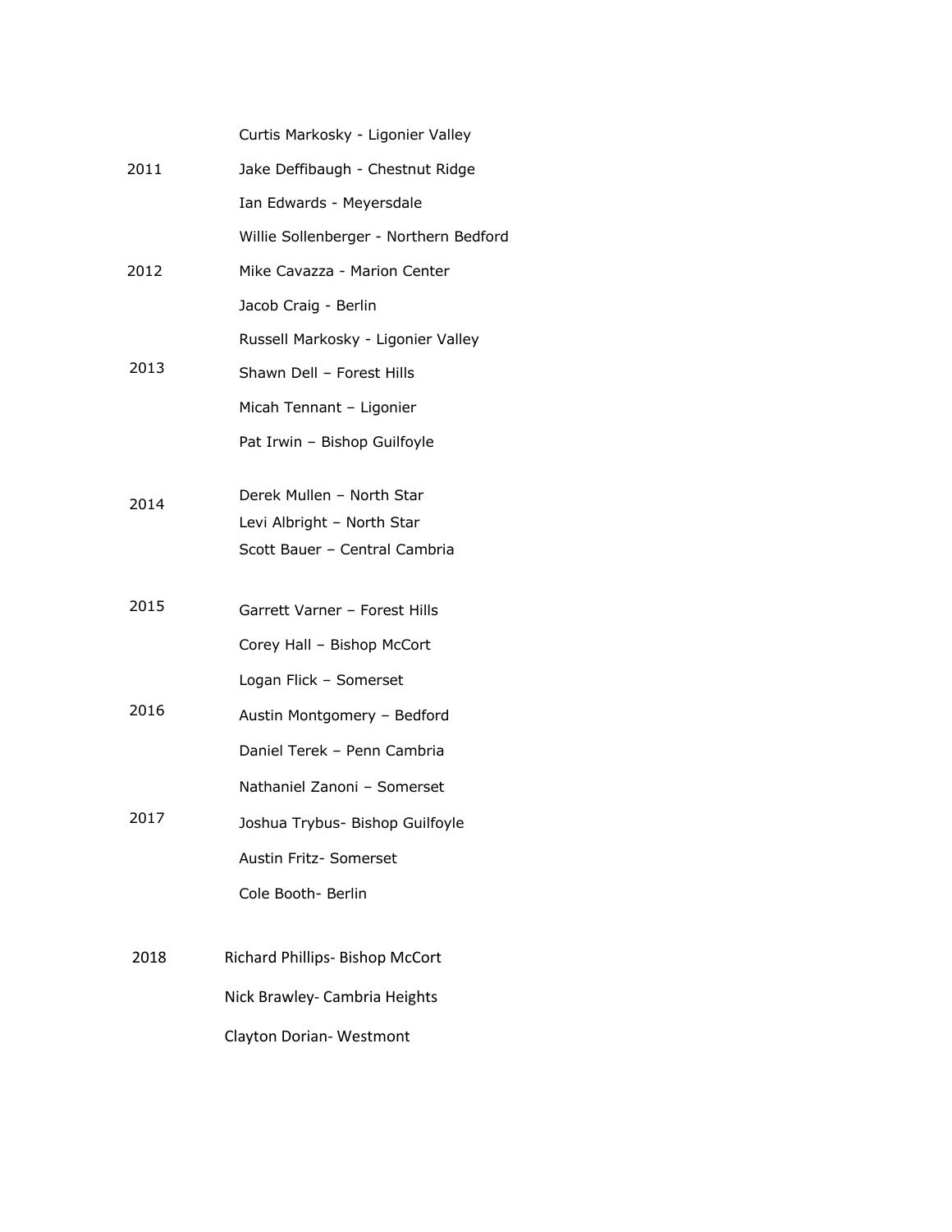| Year | Name – School |
|---|---|
| | Curtis Markosky - Ligonier Valley |
| 2011 | Jake Deffibaugh - Chestnut Ridge |
| | Ian Edwards - Meyersdale |
| | Willie Sollenberger - Northern Bedford |
| 2012 | Mike Cavazza - Marion Center |
| | Jacob Craig - Berlin |
| | Russell Markosky - Ligonier Valley |
| 2013 | Shawn Dell – Forest Hills |
| | Micah Tennant – Ligonier |
| | Pat Irwin – Bishop Guilfoyle |
| 2014 | Derek Mullen – North Star |
| | Levi Albright – North Star |
| | Scott Bauer – Central Cambria |
| 2015 | Garrett Varner – Forest Hills |
| | Corey Hall – Bishop McCort |
| | Logan Flick – Somerset |
| 2016 | Austin Montgomery – Bedford |
| | Daniel Terek – Penn Cambria |
| | Nathaniel Zanoni – Somerset |
| 2017 | Joshua Trybus- Bishop Guilfoyle |
| | Austin Fritz- Somerset |
| | Cole Booth- Berlin |
| 2018 | Richard Phillips- Bishop McCort |
| | Nick Brawley- Cambria Heights |
| | Clayton Dorian- Westmont |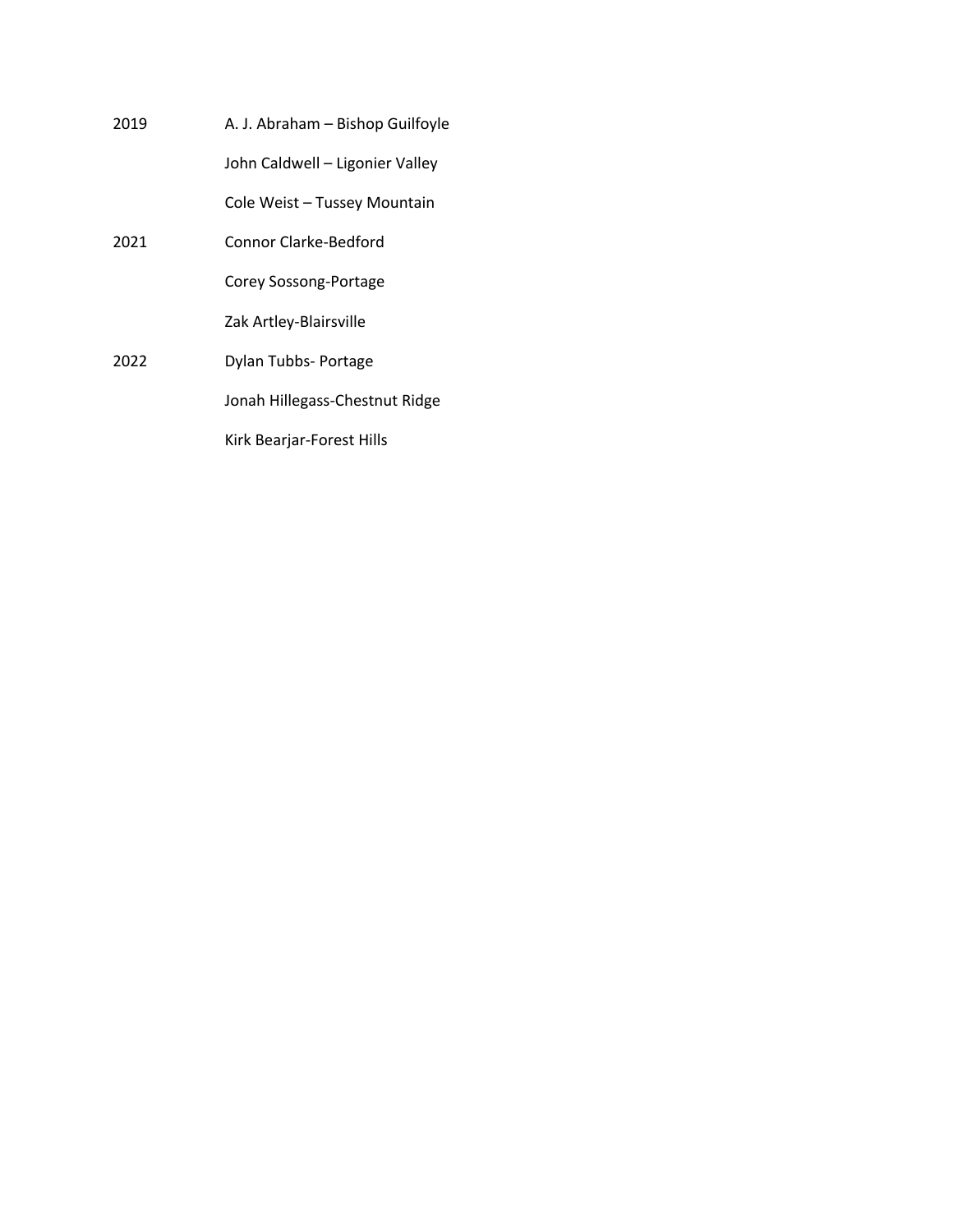| | |
|---|---|
| 2019 | A. J. Abraham – Bishop Guilfoyle |
| | John Caldwell – Ligonier Valley |
| | Cole Weist – Tussey Mountain |
| 2021 | Connor Clarke-Bedford |
| | Corey Sossong-Portage |
| | Zak Artley-Blairsville |
| 2022 | Dylan Tubbs- Portage |
| | Jonah Hillegass-Chestnut Ridge |
| | Kirk Bearjar-Forest Hills |